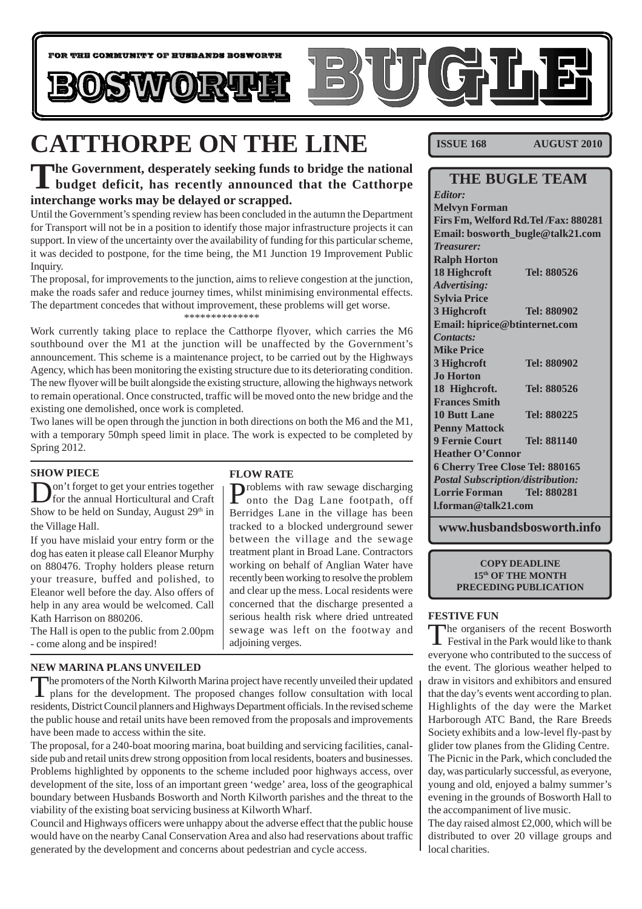FOR THE COMMUNITY OF HUSBANDS BOSWORTH

# BOSWORTH BUGLE

**ISSUE 168 AUGUST 2010**

# CATTHORPE ON THE LINE

**The Government, desperately seeking funds to bridge the national budget deficit, has recently announced that the Catthorpe interchange works may be delayed or scrapped.**

Until the Government's spending review has been concluded in the autumn the Department for Transport will not be in a position to identify those major infrastructure projects it can support. In view of the uncertainty over the availability of funding for this particular scheme, it was decided to postpone, for the time being, the M1 Junction 19 Improvement Public Inquiry.

The proposal, for improvements to the junction, aims to relieve congestion at the junction, make the roads safer and reduce journey times, whilst minimising environmental effects. The department concedes that without improvement, these problems will get worse.

**************

Work currently taking place to replace the Catthorpe flyover, which carries the M6 southbound over the M1 at the junction will be unaffected by the Government's announcement. This scheme is a maintenance project, to be carried out by the Highways Agency, which has been monitoring the existing structure due to its deteriorating condition. The new flyover will be built alongside the existing structure, allowing the highways network to remain operational. Once constructed, traffic will be moved onto the new bridge and the existing one demolished, once work is completed.

Two lanes will be open through the junction in both directions on both the M6 and the M1, with a temporary 50mph speed limit in place. The work is expected to be completed by Spring 2012.

### SHOW PIECE

Don't forget to get your entries together for the annual Horticultural and Craft Show to be held on Sunday, August 29th in the Village Hall.

If you have mislaid your entry form or the dog has eaten it please call Eleanor Murphy on 880476. Trophy holders please return your treasure, buffed and polished, to Eleanor well before the day. Also offers of help in any area would be welcomed. Call Kath Harrison on 880206.

The Hall is open to the public from 2.00pm - come along and be inspired!

### FLOW RATE

Problems with raw sewage discharging onto the Dag Lane footpath, off Berridges Lane in the village has been tracked to a blocked underground sewer between the village and the sewage treatment plant in Broad Lane. Contractors working on behalf of Anglian Water have recently been working to resolve the problem and clear up the mess. Local residents were concerned that the discharge presented a serious health risk where dried untreated sewage was left on the footway and adjoining verges.

### NEW MARINA PLANS UNVEILED

The promoters of the North Kilworth Marina project have recently unveiled their updated plans for the development. The proposed changes follow consultation with local residents, District Council planners and Highways Department officials. In the revised scheme the public house and retail units have been removed from the proposals and improvements have been made to access within the site.

The proposal, for a 240-boat mooring marina, boat building and servicing facilities, canal-side pub and retail units drew strong opposition from local residents, boaters and businesses. Problems highlighted by opponents to the scheme included poor highways access, over development of the site, loss of an important green 'wedge' area, loss of the geographical boundary between Husbands Bosworth and North Kilworth parishes and the threat to the viability of the existing boat servicing business at Kilworth Wharf.

Council and Highways officers were unhappy about the adverse effect that the public house would have on the nearby Canal Conservation Area and also had reservations about traffic generated by the development and concerns about pedestrian and cycle access.

## THE BUGLE TEAM

*Editor:*
**Melvyn Forman**
**Firs Fm, Welford Rd.Tel /Fax: 880281**
**Email: bosworth_bugle@talk21.com**

*Treasurer:*
**Ralph Horton**
**18 Highcroft Tel: 880526**

*Advertising:*
**Sylvia Price**
**3 Highcroft Tel: 880902**
**Email: hiprice@btinternet.com**

*Contacts:*
**Mike Price**
**3 Highcroft Tel: 880902**
**Jo Horton**
**18 Highcroft. Tel: 880526**
**Frances Smith**
**10 Butt Lane Tel: 880225**
**Penny Mattock**
**9 Fernie Court Tel: 881140**
**Heather O'Connor**
**6 Cherry Tree Close Tel: 880165**

*Postal Subscription/distribution:*
**Lorrie Forman Tel: 880281**
**l.forman@talk21.com**

**www.husbandsbosworth.info**

**COPY DEADLINE**
**15th OF THE MONTH**
**PRECEDING PUBLICATION**

### FESTIVE FUN

The organisers of the recent Bosworth Festival in the Park would like to thank everyone who contributed to the success of the event. The glorious weather helped to draw in visitors and exhibitors and ensured that the day's events went according to plan. Highlights of the day were the Market Harborough ATC Band, the Rare Breeds Society exhibits and a low-level fly-past by glider tow planes from the Gliding Centre.

The Picnic in the Park, which concluded the day, was particularly successful, as everyone, young and old, enjoyed a balmy summer's evening in the grounds of Bosworth Hall to the accompaniment of live music.

The day raised almost £2,000, which will be distributed to over 20 village groups and local charities.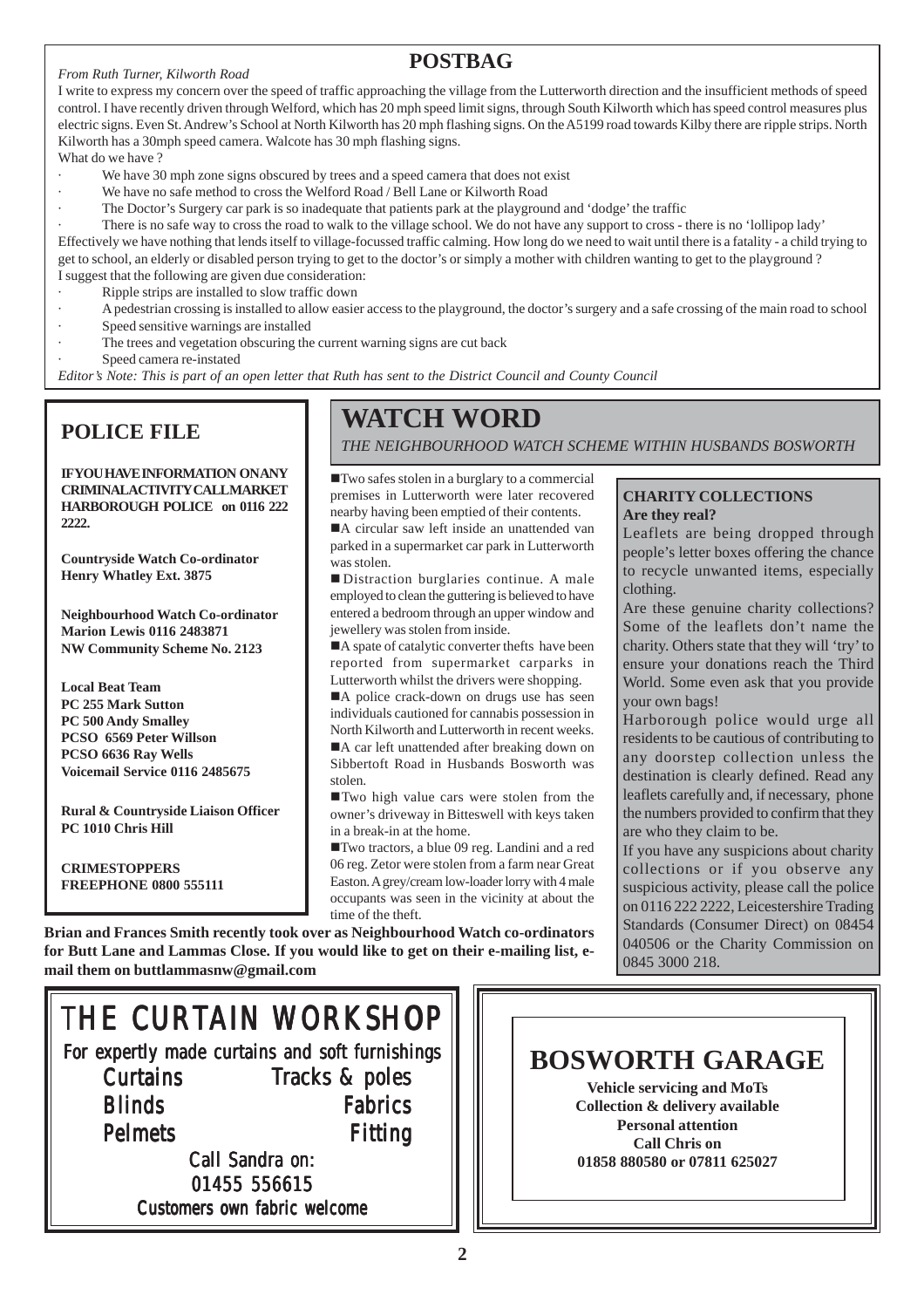## POSTBAG

*From Ruth Turner, Kilworth Road*

I write to express my concern over the speed of traffic approaching the village from the Lutterworth direction and the insufficient methods of speed control. I have recently driven through Welford, which has 20 mph speed limit signs, through South Kilworth which has speed control measures plus electric signs. Even St. Andrew's School at North Kilworth has 20 mph flashing signs. On the A5199 road towards Kilby there are ripple strips. North Kilworth has a 30mph speed camera. Walcote has 30 mph flashing signs.

What do we have ?

- We have 30 mph zone signs obscured by trees and a speed camera that does not exist
- We have no safe method to cross the Welford Road / Bell Lane or Kilworth Road
- The Doctor's Surgery car park is so inadequate that patients park at the playground and 'dodge' the traffic
- There is no safe way to cross the road to walk to the village school. We do not have any support to cross - there is no 'lollipop lady'

Effectively we have nothing that lends itself to village-focussed traffic calming. How long do we need to wait until there is a fatality - a child trying to get to school, an elderly or disabled person trying to get to the doctor's or simply a mother with children wanting to get to the playground ?

I suggest that the following are given due consideration:

- Ripple strips are installed to slow traffic down
- A pedestrian crossing is installed to allow easier access to the playground, the doctor's surgery and a safe crossing of the main road to school
- Speed sensitive warnings are installed
- The trees and vegetation obscuring the current warning signs are cut back
- Speed camera re-instated

*Editor's Note: This is part of an open letter that Ruth has sent to the District Council and County Council*

## POLICE FILE

**IF YOU HAVE INFORMATION ON ANY CRIMINAL ACTIVITY CALL MARKET HARBOROUGH POLICE on 0116 222 2222.**

**Countryside Watch Co-ordinator**
**Henry Whatley Ext. 3875**

**Neighbourhood Watch Co-ordinator**
**Marion Lewis 0116 2483871**
**NW Community Scheme No. 2123**

**Local Beat Team**
**PC 255 Mark Sutton**
**PC 500 Andy Smalley**
**PCSO 6569 Peter Willson**
**PCSO 6636 Ray Wells**
**Voicemail Service 0116 2485675**

**Rural & Countryside Liaison Officer**
**PC 1010 Chris Hill**

**CRIMESTOPPERS**
**FREEPHONE 0800 555111**

# WATCH WORD

*THE NEIGHBOURHOOD WATCH SCHEME WITHIN HUSBANDS BOSWORTH*

- Two safes stolen in a burglary to a commercial premises in Lutterworth were later recovered nearby having been emptied of their contents.
- A circular saw left inside an unattended van parked in a supermarket car park in Lutterworth was stolen.
- Distraction burglaries continue. A male employed to clean the guttering is believed to have entered a bedroom through an upper window and jewellery was stolen from inside.
- A spate of catalytic converter thefts have been reported from supermarket carparks in Lutterworth whilst the drivers were shopping.
- A police crack-down on drugs use has seen individuals cautioned for cannabis possession in North Kilworth and Lutterworth in recent weeks.
- A car left unattended after breaking down on Sibbertoft Road in Husbands Bosworth was stolen.
- Two high value cars were stolen from the owner's driveway in Bitteswell with keys taken in a break-in at the home.
- Two tractors, a blue 09 reg. Landini and a red 06 reg. Zetor were stolen from a farm near Great Easton. A grey/cream low-loader lorry with 4 male occupants was seen in the vicinity at about the time of the theft.

### CHARITY COLLECTIONS

**Are they real?**

Leaflets are being dropped through people's letter boxes offering the chance to recycle unwanted items, especially clothing.

Are these genuine charity collections? Some of the leaflets don't name the charity. Others state that they will 'try' to ensure your donations reach the Third World. Some even ask that you provide your own bags!

Harborough police would urge all residents to be cautious of contributing to any doorstep collection unless the destination is clearly defined. Read any leaflets carefully and, if necessary, phone the numbers provided to confirm that they are who they claim to be.

If you have any suspicions about charity collections or if you observe any suspicious activity, please call the police on 0116 222 2222, Leicestershire Trading Standards (Consumer Direct) on 08454 040506 or the Charity Commission on 0845 3000 218.

**Brian and Frances Smith recently took over as Neighbourhood Watch co-ordinators for Butt Lane and Lammas Close. If you would like to get on their e-mailing list, e-mail them on buttlammasnw@gmail.com**

## THE CURTAIN WORKSHOP

For expertly made curtains and soft furnishings

Curtains — Tracks & poles
Blinds — Fabrics
Pelmets — Fitting

Call Sandra on:
01455 556615

Customers own fabric welcome

## BOSWORTH GARAGE

**Vehicle servicing and MoTs**
**Collection & delivery available**
**Personal attention**
**Call Chris on**
**01858 880580 or 07811 625027**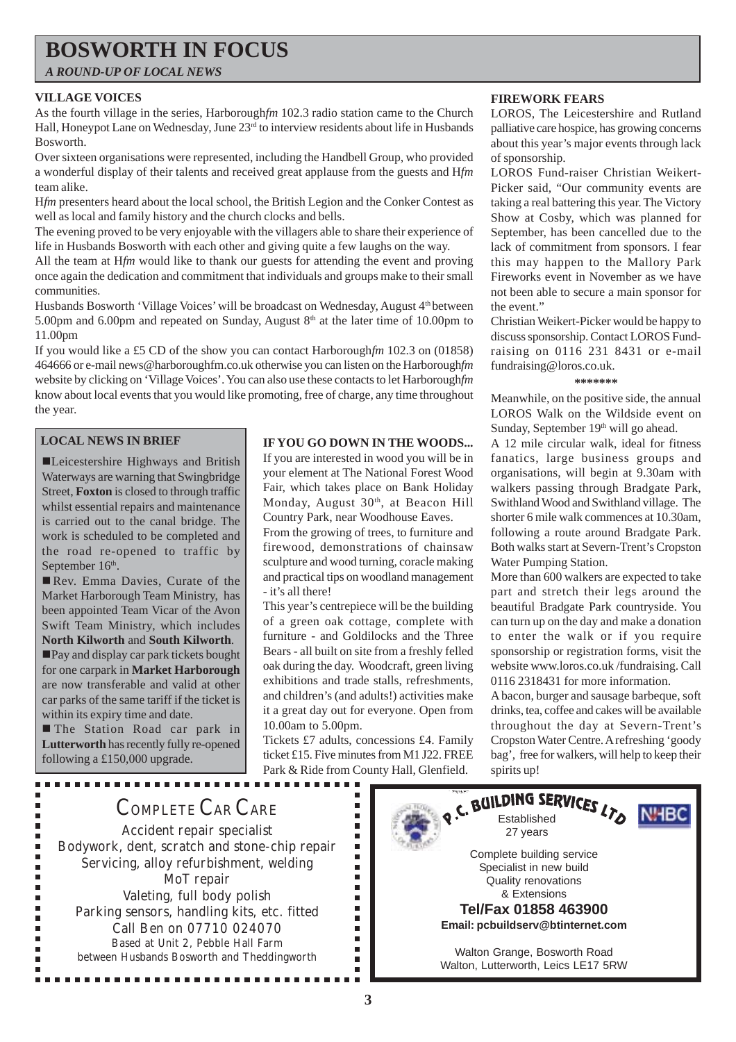# BOSWORTH IN FOCUS

*A ROUND-UP OF LOCAL NEWS*

### VILLAGE VOICES

As the fourth village in the series, Harborough*fm* 102.3 radio station came to the Church Hall, Honeypot Lane on Wednesday, June 23rd to interview residents about life in Husbands Bosworth.

Over sixteen organisations were represented, including the Handbell Group, who provided a wonderful display of their talents and received great applause from the guests and H*fm* team alike.

H*fm* presenters heard about the local school, the British Legion and the Conker Contest as well as local and family history and the church clocks and bells.

The evening proved to be very enjoyable with the villagers able to share their experience of life in Husbands Bosworth with each other and giving quite a few laughs on the way.

All the team at H*fm* would like to thank our guests for attending the event and proving once again the dedication and commitment that individuals and groups make to their small communities.

Husbands Bosworth 'Village Voices' will be broadcast on Wednesday, August 4th between 5.00pm and 6.00pm and repeated on Sunday, August 8th at the later time of 10.00pm to 11.00pm

If you would like a £5 CD of the show you can contact Harborough*fm* 102.3 on (01858) 464666 or e-mail news@harboroughfm.co.uk otherwise you can listen on the Harborough*fm* website by clicking on 'Village Voices'. You can also use these contacts to let Harborough*fm* know about local events that you would like promoting, free of charge, any time throughout the year.

### LOCAL NEWS IN BRIEF

- Leicestershire Highways and British Waterways are warning that Swingbridge Street, **Foxton** is closed to through traffic whilst essential repairs and maintenance is carried out to the canal bridge. The work is scheduled to be completed and the road re-opened to traffic by September 16th.
- Rev. Emma Davies, Curate of the Market Harborough Team Ministry, has been appointed Team Vicar of the Avon Swift Team Ministry, which includes **North Kilworth** and **South Kilworth**.
- Pay and display car park tickets bought for one carpark in **Market Harborough** are now transferable and valid at other car parks of the same tariff if the ticket is within its expiry time and date.
- The Station Road car park in **Lutterworth** has recently fully re-opened following a £150,000 upgrade.

### IF YOU GO DOWN IN THE WOODS...

If you are interested in wood you will be in your element at The National Forest Wood Fair, which takes place on Bank Holiday Monday, August 30th, at Beacon Hill Country Park, near Woodhouse Eaves.

From the growing of trees, to furniture and firewood, demonstrations of chainsaw sculpture and wood turning, coracle making and practical tips on woodland management - it's all there!

This year's centrepiece will be the building of a green oak cottage, complete with furniture - and Goldilocks and the Three Bears - all built on site from a freshly felled oak during the day. Woodcraft, green living exhibitions and trade stalls, refreshments, and children's (and adults!) activities make it a great day out for everyone. Open from 10.00am to 5.00pm.

Tickets £7 adults, concessions £4. Family ticket £15. Five minutes from M1 J22. FREE Park & Ride from County Hall, Glenfield.

### FIREWORK FEARS

LOROS, The Leicestershire and Rutland palliative care hospice, has growing concerns about this year's major events through lack of sponsorship.

LOROS Fund-raiser Christian Weikert-Picker said, "Our community events are taking a real battering this year. The Victory Show at Cosby, which was planned for September, has been cancelled due to the lack of commitment from sponsors. I fear this may happen to the Mallory Park Fireworks event in November as we have not been able to secure a main sponsor for the event."

Christian Weikert-Picker would be happy to discuss sponsorship. Contact LOROS Fund-raising on 0116 231 8431 or e-mail fundraising@loros.co.uk.

\*\*\*\*\*\*\*

Meanwhile, on the positive side, the annual LOROS Walk on the Wildside event on Sunday, September 19th will go ahead.

A 12 mile circular walk, ideal for fitness fanatics, large business groups and organisations, will begin at 9.30am with walkers passing through Bradgate Park, Swithland Wood and Swithland village. The shorter 6 mile walk commences at 10.30am, following a route around Bradgate Park. Both walks start at Severn-Trent's Cropston Water Pumping Station.

More than 600 walkers are expected to take part and stretch their legs around the beautiful Bradgate Park countryside. You can turn up on the day and make a donation to enter the walk or if you require sponsorship or registration forms, visit the website www.loros.co.uk /fundraising. Call 0116 2318431 for more information.

A bacon, burger and sausage barbeque, soft drinks, tea, coffee and cakes will be available throughout the day at Severn-Trent's Cropston Water Centre. A refreshing 'goody bag', free for walkers, will help to keep their spirits up!

---

**COMPLETE CAR CARE**

Accident repair specialist
Bodywork, dent, scratch and stone-chip repair
Servicing, alloy refurbishment, welding
MoT repair
Valeting, full body polish
Parking sensors, handling kits, etc. fitted
Call Ben on 07710 024070
Based at Unit 2, Pebble Hall Farm
between Husbands Bosworth and Theddingworth

---

**P.C. BUILDING SERVICES LTD**

NHBC

Established
27 years

Complete building service
Specialist in new build
Quality renovations
& Extensions

**Tel/Fax 01858 463900**
**Email: pcbuildserv@btinternet.com**

Walton Grange, Bosworth Road
Walton, Lutterworth, Leics LE17 5RW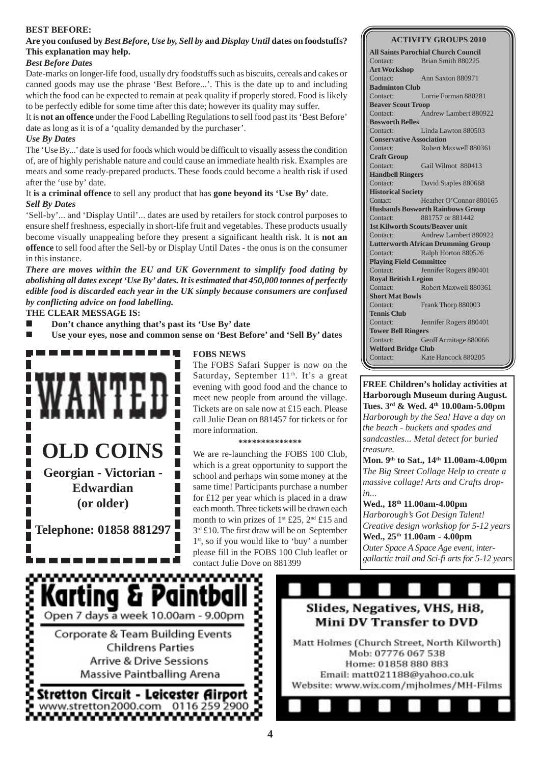**BEST BEFORE:**

**Are you confused by *Best Before*, *Use by*, *Sell by* and *Display Until* dates on foodstuffs? This explanation may help.**

***Best Before Dates***

Date-marks on longer-life food, usually dry foodstuffs such as biscuits, cereals and cakes or canned goods may use the phrase 'Best Before...'. This is the date up to and including which the food can be expected to remain at peak quality if properly stored. Food is likely to be perfectly edible for some time after this date; however its quality may suffer.

It is **not an offence** under the Food Labelling Regulations to sell food past its 'Best Before' date as long as it is of a 'quality demanded by the purchaser'.

***Use By Dates***

The 'Use By...' date is used for foods which would be difficult to visually assess the condition of, are of highly perishable nature and could cause an immediate health risk. Examples are meats and some ready-prepared products. These foods could become a health risk if used after the 'use by' date.

It **is a criminal offence** to sell any product that has **gone beyond its 'Use By'** date.

***Sell By Dates***

'Sell-by'... and 'Display Until'... dates are used by retailers for stock control purposes to ensure shelf freshness, especially in short-life fruit and vegetables. These products usually become visually unappealing before they present a significant health risk. It is **not an offence** to sell food after the Sell-by or Display Until Dates - the onus is on the consumer in this instance.

***There are moves within the EU and UK Government to simplify food dating by abolishing all dates except 'Use By' dates. It is estimated that 450,000 tonnes of perfectly edible food is discarded each year in the UK simply because consumers are confused by conflicting advice on food labelling.***

**THE CLEAR MESSAGE IS:**

- **Don't chance anything that's past its 'Use By' date**
- **Use your eyes, nose and common sense on 'Best Before' and 'Sell By' dates**

**ACTIVITY GROUPS 2010**

**All Saints Parochial Church Council**
Contact: Brian Smith 880225
**Art Workshop**
Contact: Ann Saxton 880971
**Badminton Club**
Contact: Lorrie Forman 880281
**Beaver Scout Troop**
Contact: Andrew Lambert 880922
**Bosworth Belles**
Contact: Linda Lawton 880503
**Conservative Association**
Contact: Robert Maxwell 880361
**Craft Group**
Contact: Gail Wilmot 880413
**Handbell Ringers**
Contact: David Staples 880668
**Historical Society**
Contact: Heather O'Connor 880165
**Husbands Bosworth Rainbows Group**
Contact: 881757 or 881442
**1st Kilworth Scouts/Beaver unit**
Contact: Andrew Lambert 880922
**Lutterworth African Drumming Group**
Contact: Ralph Horton 880526
**Playing Field Committee**
Contact: Jennifer Rogers 880401
**Royal British Legion**
Contact: Robert Maxwell 880361
**Short Mat Bowls**
Contact: Frank Thorp 880003
**Tennis Club**
Contact: Jennifer Rogers 880401
**Tower Bell Ringers**
Contact: Geoff Armitage 880066
**Welford Bridge Club**
Contact: Kate Hancock 880205

# WANTED

## OLD COINS

**Georgian - Victorian - Edwardian (or older)**

**Telephone: 01858 881297**

**FOBS NEWS**

The FOBS Safari Supper is now on the Saturday, September 11th. It's a great evening with good food and the chance to meet new people from around the village. Tickets are on sale now at £15 each. Please call Julie Dean on 881457 for tickets or for more information.

**************

We are re-launching the FOBS 100 Club, which is a great opportunity to support the school and perhaps win some money at the same time! Participants purchase a number for £12 per year which is placed in a draw each month. Three tickets will be drawn each month to win prizes of 1st £25, 2nd £15 and 3rd £10. The first draw will be on September 1st, so if you would like to 'buy' a number please fill in the FOBS 100 Club leaflet or contact Julie Dove on 881399

**FREE Children's holiday activities at Harborough Museum during August.**

**Tues. 3rd & Wed. 4th 10.00am-5.00pm**
*Harborough by the Sea! Have a day on the beach - buckets and spades and sandcastles... Metal detect for buried treasure.*

**Mon. 9th to Sat., 14th 11.00am-4.00pm**
*The Big Street Collage Help to create a massive collage! Arts and Crafts drop-in...*

**Wed., 18th 11.00am-4.00pm**
*Harborough's Got Design Talent! Creative design workshop for 5-12 years*

**Wed., 25th 11.00am - 4.00pm**
*Outer Space A Space Age event, inter-gallactic trail and Sci-fi arts for 5-12 years*

## Karting & Paintball

Open 7 days a week 10.00am - 9.00pm

Corporate & Team Building Events
Childrens Parties
Arrive & Drive Sessions
Massive Paintballing Arena

**Stretton Circuit - Leicester Airport**
www.stretton2000.com 0116 259 2900

## Slides, Negatives, VHS, Hi8, Mini DV Transfer to DVD

Matt Holmes (Church Street, North Kilworth)
Mob: 07776 067 538
Home: 01858 880 883
Email: matt021188@yahoo.co.uk
Website: www.wix.com/mjholmes/MH-Films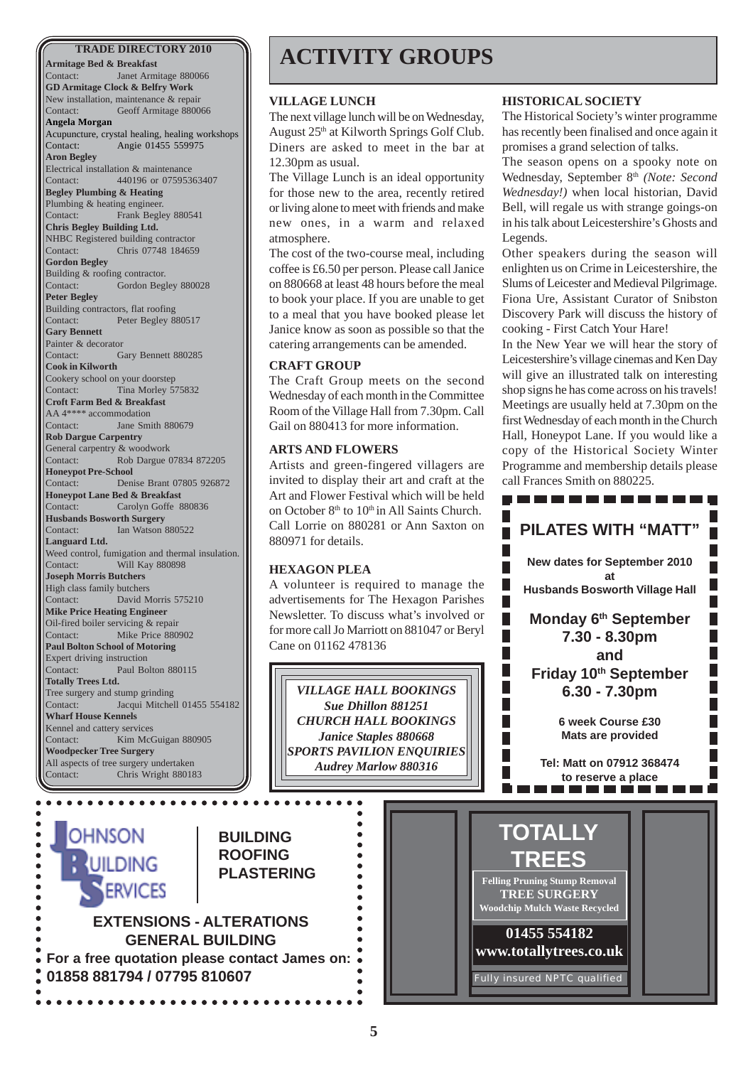## TRADE DIRECTORY 2010

**Armitage Bed & Breakfast**
Contact: Janet Armitage 880066

**GD Armitage Clock & Belfry Work**
New installation, maintenance & repair
Contact: Geoff Armitage 880066

**Angela Morgan**
Acupuncture, crystal healing, healing workshops
Contact: Angie 01455 559975

**Aron Begley**
Electrical installation & maintenance
Contact: 440196 or 07595363407

**Begley Plumbing & Heating**
Plumbing & heating engineer.
Contact: Frank Begley 880541

**Chris Begley Building Ltd.**
NHBC Registered building contractor
Contact: Chris 07748 184659

**Gordon Begley**
Building & roofing contractor.
Contact: Gordon Begley 880028

**Peter Begley**
Building contractors, flat roofing
Contact: Peter Begley 880517

**Gary Bennett**
Painter & decorator
Contact: Gary Bennett 880285

**Cook in Kilworth**
Cookery school on your doorstep
Contact: Tina Morley 575832

**Croft Farm Bed & Breakfast**
AA 4**** accommodation
Contact: Jane Smith 880679

**Rob Dargue Carpentry**
General carpentry & woodwork
Contact: Rob Dargue 07834 872205

**Honeypot Pre-School**
Contact: Denise Brant 07805 926872

**Honeypot Lane Bed & Breakfast**
Contact: Carolyn Goffe 880836

**Husbands Bosworth Surgery**
Contact: Ian Watson 880522

**Languard Ltd.**
Weed control, fumigation and thermal insulation.
Contact: Will Kay 880898

**Joseph Morris Butchers**
High class family butchers
Contact: David Morris 575210

**Mike Price Heating Engineer**
Oil-fired boiler servicing & repair
Contact: Mike Price 880902

**Paul Bolton School of Motoring**
Expert driving instruction
Contact: Paul Bolton 880115

**Totally Trees Ltd.**
Tree surgery and stump grinding
Contact: Jacqui Mitchell 01455 554182

**Wharf House Kennels**
Kennel and cattery services
Contact: Kim McGuignan 880905

**Woodpecker Tree Surgery**
All aspects of tree surgery undertaken
Contact: Chris Wright 880183

# ACTIVITY GROUPS

### VILLAGE LUNCH

The next village lunch will be on Wednesday, August 25th at Kilworth Springs Golf Club. Diners are asked to meet in the bar at 12.30pm as usual.

The Village Lunch is an ideal opportunity for those new to the area, recently retired or living alone to meet with friends and make new ones, in a warm and relaxed atmosphere.

The cost of the two-course meal, including coffee is £6.50 per person. Please call Janice on 880668 at least 48 hours before the meal to book your place. If you are unable to get to a meal that you have booked please let Janice know as soon as possible so that the catering arrangements can be amended.

### CRAFT GROUP

The Craft Group meets on the second Wednesday of each month in the Committee Room of the Village Hall from 7.30pm. Call Gail on 880413 for more information.

### ARTS AND FLOWERS

Artists and green-fingered villagers are invited to display their art and craft at the Art and Flower Festival which will be held on October 8th to 10th in All Saints Church. Call Lorrie on 880281 or Ann Saxton on 880971 for details.

### HEXAGON PLEA

A volunteer is required to manage the advertisements for The Hexagon Parishes Newsletter. To discuss what's involved or for more call Jo Marriott on 881047 or Beryl Cane on 01162 478136

*VILLAGE HALL BOOKINGS*
*Sue Dhillon 881251*
*CHURCH HALL BOOKINGS*
*Janice Staples 880668*
*SPORTS PAVILION ENQUIRIES*
*Audrey Marlow 880316*

### HISTORICAL SOCIETY

The Historical Society's winter programme has recently been finalised and once again it promises a grand selection of talks.

The season opens on a spooky note on Wednesday, September 8th *(Note: Second Wednesday!)* when local historian, David Bell, will regale us with strange goings-on in his talk about Leicestershire's Ghosts and Legends.

Other speakers during the season will enlighten us on Crime in Leicestershire, the Slums of Leicester and Medieval Pilgrimage. Fiona Ure, Assistant Curator of Snibston Discovery Park will discuss the history of cooking - First Catch Your Hare!

In the New Year we will hear the story of Leicestershire's village cinemas and Ken Day will give an illustrated talk on interesting shop signs he has come across on his travels! Meetings are usually held at 7.30pm on the first Wednesday of each month in the Church Hall, Honeypot Lane. If you would like a copy of the Historical Society Winter Programme and membership details please call Frances Smith on 880225.

## PILATES WITH "MATT"

**New dates for September 2010 at Husbands Bosworth Village Hall**

**Monday 6th September**
**7.30 - 8.30pm**
**and**
**Friday 10th September**
**6.30 - 7.30pm**

**6 week Course £30**
**Mats are provided**

**Tel: Matt on 07912 368474 to reserve a place**

---

**JOHNSON BUILDING SERVICES**

**BUILDING**
**ROOFING**
**PLASTERING**

**EXTENSIONS - ALTERATIONS**
**GENERAL BUILDING**
**For a free quotation please contact James on: 01858 881794 / 07795 810607**

---

## TOTALLY TREES

**Felling Pruning Stump Removal**
**TREE SURGERY**
**Woodchip Mulch Waste Recycled**

**01455 554182**
**www.totallytrees.co.uk**

Fully insured NPTC qualified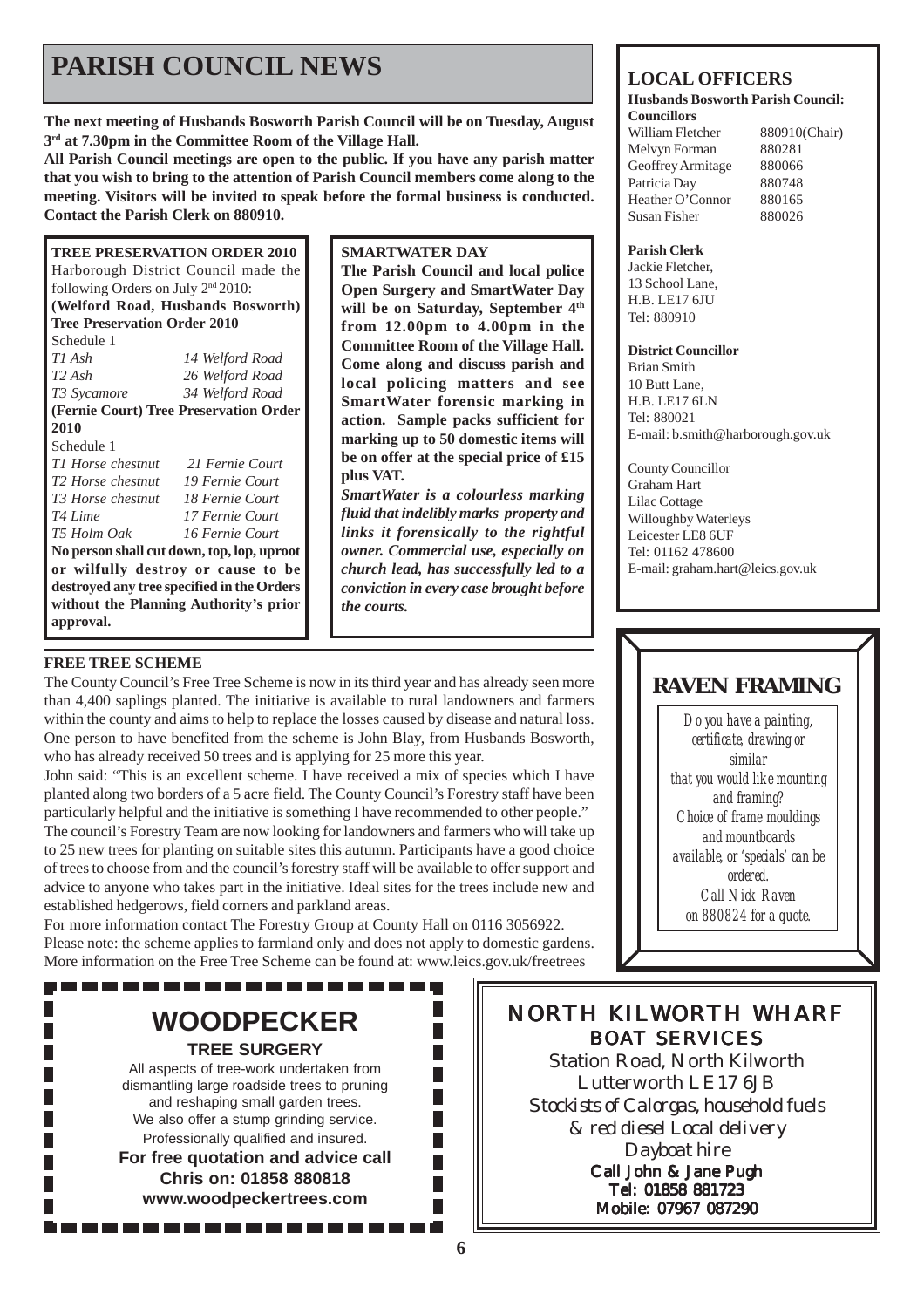# PARISH COUNCIL NEWS

**The next meeting of Husbands Bosworth Parish Council will be on Tuesday, August 3rd at 7.30pm in the Committee Room of the Village Hall.**

**All Parish Council meetings are open to the public. If you have any parish matter that you wish to bring to the attention of Parish Council members come along to the meeting. Visitors will be invited to speak before the formal business is conducted. Contact the Parish Clerk on 880910.**

### TREE PRESERVATION ORDER 2010

Harborough District Council made the following Orders on July 2nd 2010:

**(Welford Road, Husbands Bosworth) Tree Preservation Order 2010**

Schedule 1

| | |
|---|---|
| *T1 Ash* | *14 Welford Road* |
| *T2 Ash* | *26 Welford Road* |
| *T3 Sycamore* | *34 Welford Road* |

**(Fernie Court) Tree Preservation Order 2010**

Schedule 1

| | |
|---|---|
| *T1 Horse chestnut* | *21 Fernie Court* |
| *T2 Horse chestnut* | *19 Fernie Court* |
| *T3 Horse chestnut* | *18 Fernie Court* |
| *T4 Lime* | *17 Fernie Court* |
| *T5 Holm Oak* | *16 Fernie Court* |

**No person shall cut down, top, lop, uproot or wilfully destroy or cause to be destroyed any tree specified in the Orders without the Planning Authority's prior approval.**

### SMARTWATER DAY

**The Parish Council and local police Open Surgery and SmartWater Day will be on Saturday, September 4th from 12.00pm to 4.00pm in the Committee Room of the Village Hall. Come along and discuss parish and local policing matters and see SmartWater forensic marking in action. Sample packs sufficient for marking up to 50 domestic items will be on offer at the special price of £15 plus VAT.**

***SmartWater is a colourless marking fluid that indelibly marks property and links it forensically to the rightful owner. Commercial use, especially on church lead, has successfully led to a conviction in every case brought before the courts.***

### FREE TREE SCHEME

The County Council's Free Tree Scheme is now in its third year and has already seen more than 4,400 saplings planted. The initiative is available to rural landowners and farmers within the county and aims to help to replace the losses caused by disease and natural loss. One person to have benefited from the scheme is John Blay, from Husbands Bosworth, who has already received 50 trees and is applying for 25 more this year.

John said: "This is an excellent scheme. I have received a mix of species which I have planted along two borders of a 5 acre field. The County Council's Forestry staff have been particularly helpful and the initiative is something I have recommended to other people."

The council's Forestry Team are now looking for landowners and farmers who will take up to 25 new trees for planting on suitable sites this autumn. Participants have a good choice of trees to choose from and the council's forestry staff will be available to offer support and advice to anyone who takes part in the initiative. Ideal sites for the trees include new and established hedgerows, field corners and parkland areas.

For more information contact The Forestry Group at County Hall on 0116 3056922.

Please note: the scheme applies to farmland only and does not apply to domestic gardens. More information on the Free Tree Scheme can be found at: www.leics.gov.uk/freetrees

## LOCAL OFFICERS

**Husbands Bosworth Parish Council:**

**Councillors**

| | |
|---|---|
| William Fletcher | 880910(Chair) |
| Melvyn Forman | 880281 |
| Geoffrey Armitage | 880066 |
| Patricia Day | 880748 |
| Heather O'Connor | 880165 |
| Susan Fisher | 880026 |

**Parish Clerk**
Jackie Fletcher,
13 School Lane,
H.B. LE17 6JU
Tel: 880910

**District Councillor**
Brian Smith
10 Butt Lane,
H.B. LE17 6LN
Tel: 880021
E-mail: b.smith@harborough.gov.uk

County Councillor
Graham Hart
Lilac Cottage
Willoughby Waterleys
Leicester LE8 6UF
Tel: 01162 478600
E-mail: graham.hart@leics.gov.uk

## RAVEN FRAMING

*Do you have a painting, certificate, drawing or similar that you would like mounting and framing? Choice of frame mouldings and mountboards available, or 'specials' can be ordered. Call Nick Raven on 880824 for a quote.*

## WOODPECKER

**TREE SURGERY**

All aspects of tree-work undertaken from dismantling large roadside trees to pruning and reshaping small garden trees. We also offer a stump grinding service. Professionally qualified and insured.

**For free quotation and advice call Chris on: 01858 880818**
**www.woodpeckertrees.com**

## NORTH KILWORTH WHARF BOAT SERVICES

Station Road, North Kilworth
Lutterworth LE17 6JB
*Stockists of Calorgas, household fuels & red diesel Local delivery*
*Dayboat hire*
**Call John & Jane Pugh**
**Tel: 01858 881723**
**Mobile: 07967 087290**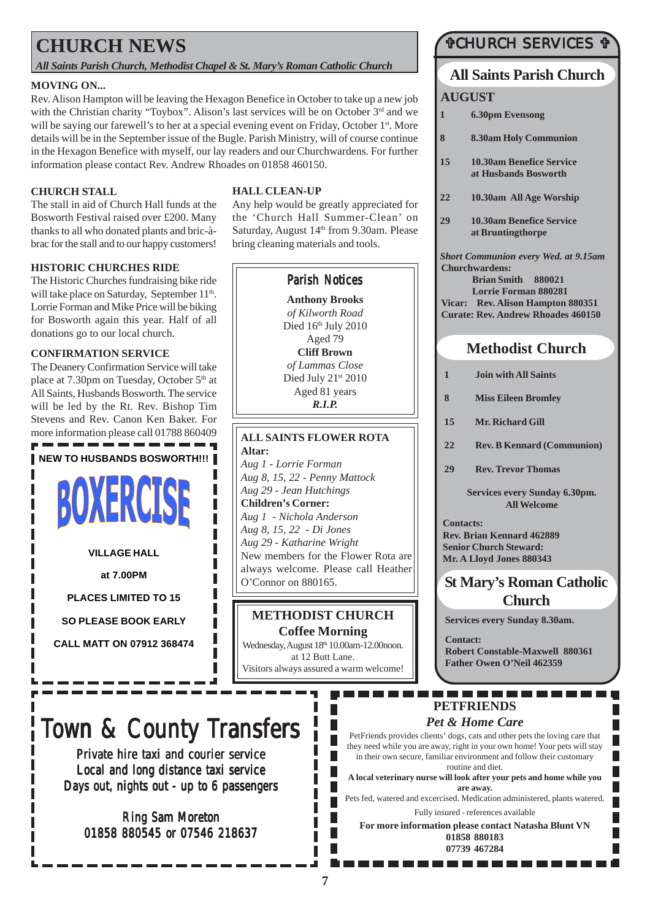# CHURCH NEWS

*All Saints Parish Church, Methodist Chapel & St. Mary's Roman Catholic Church*

### MOVING ON...

Rev. Alison Hampton will be leaving the Hexagon Benefice in October to take up a new job with the Christian charity "Toybox". Alison's last services will be on October 3rd and we will be saying our farewell's to her at a special evening event on Friday, October 1st. More details will be in the September issue of the Bugle. Parish Ministry, will of course continue in the Hexagon Benefice with myself, our lay readers and our Churchwardens. For further information please contact Rev. Andrew Rhoades on 01858 460150.

### CHURCH STALL

The stall in aid of Church Hall funds at the Bosworth Festival raised over £200. Many thanks to all who donated plants and bric-à-brac for the stall and to our happy customers!

### HISTORIC CHURCHES RIDE

The Historic Churches fundraising bike ride will take place on Saturday, September 11th. Lorrie Forman and Mike Price will be biking for Bosworth again this year. Half of all donations go to our local church.

### CONFIRMATION SERVICE

The Deanery Confirmation Service will take place at 7.30pm on Tuesday, October 5th at All Saints, Husbands Bosworth. The service will be led by the Rt. Rev. Bishop Tim Stevens and Rev. Canon Ken Baker. For more information please call 01788 860409

### HALL CLEAN-UP

Any help would be greatly appreciated for the 'Church Hall Summer-Clean' on Saturday, August 14th from 9.30am. Please bring cleaning materials and tools.

## Parish Notices

**Anthony Brooks**
*of Kilworth Road*
Died 16th July 2010
Aged 79

**Cliff Brown**
*of Lammas Close*
Died July 21st 2010
Aged 81 years

***R.I.P.***

### ALL SAINTS FLOWER ROTA

**Altar:**
*Aug 1 - Lorrie Forman*
*Aug 8, 15, 22 - Penny Mattock*
*Aug 29 - Jean Hutchings*

**Children's Corner:**
*Aug 1 - Nichola Anderson*
*Aug 8, 15, 22 - Di Jones*
*Aug 29 - Katharine Wright*

New members for the Flower Rota are always welcome. Please call Heather O'Connor on 880165.

### METHODIST CHURCH
**Coffee Morning**

Wednesday, August 18th 10.00am-12.00noon.
at 12 Butt Lane.
Visitors always assured a warm welcome!

---

**NEW TO HUSBANDS BOSWORTH!!!**

# BOXERCISE

**VILLAGE HALL**

**at 7.00PM**

**PLACES LIMITED TO 15**

**SO PLEASE BOOK EARLY**

**CALL MATT ON 07912 368474**

---

# ✞CHURCH SERVICES ✞

## All Saints Parish Church

### AUGUST

| | |
|---|---|
| **1** | **6.30pm Evensong** |
| **8** | **8.30am Holy Communion** |
| **15** | **10.30am Benefice Service at Husbands Bosworth** |
| **22** | **10.30am All Age Worship** |
| **29** | **10.30am Benefice Service at Bruntingthorpe** |

***Short Communion every Wed. at 9.15am***

**Churchwardens:**
**Brian Smith 880021**
**Lorrie Forman 880281**
**Vicar: Rev. Alison Hampton 880351**
**Curate: Rev. Andrew Rhoades 460150**

## Methodist Church

| | |
|---|---|
| **1** | **Join with All Saints** |
| **8** | **Miss Eileen Bromley** |
| **15** | **Mr. Richard Gill** |
| **22** | **Rev. B Kennard (Communion)** |
| **29** | **Rev. Trevor Thomas** |

**Services every Sunday 6.30pm.**
**All Welcome**

**Contacts:**
**Rev. Brian Kennard 462889**
**Senior Church Steward:**
**Mr. A Lloyd Jones 880343**

## St Mary's Roman Catholic Church

**Services every Sunday 8.30am.**

**Contact:**
**Robert Constable-Maxwell 880361**
**Father Owen O'Neil 462359**

---

# Town & County Transfers

Private hire taxi and courier service
Local and long distance taxi service
Days out, nights out - up to 6 passengers

Ring Sam Moreton
01858 880545 or 07546 218637

---

## PETFRIENDS
### *Pet & Home Care*

PetFriends provides clients' dogs, cats and other pets the loving care that they need while you are away, right in your own home! Your pets will stay in their own secure, familiar environment and follow their customary routine and diet.

**A local veterinary nurse will look after your pets and home while you are away.**

Pets fed, watered and excercised. Medication administered, plants watered.

Fully insured - references available

**For more information please contact Natasha Blunt VN**
**01858 880183**
**07739 467284**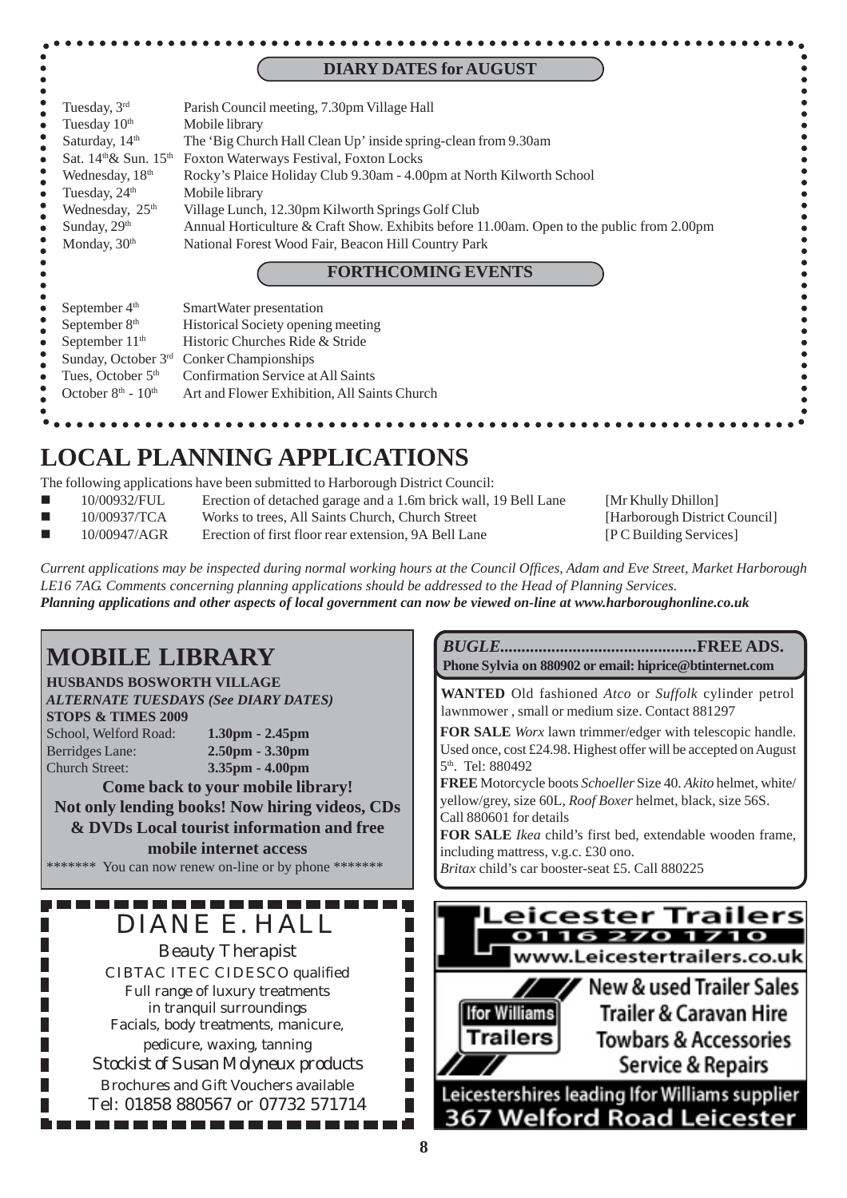## DIARY DATES for AUGUST

| | |
|---|---|
| Tuesday, 3rd | Parish Council meeting, 7.30pm Village Hall |
| Tuesday 10th | Mobile library |
| Saturday, 14th | The 'Big Church Hall Clean Up' inside spring-clean from 9.30am |
| Sat. 14th & Sun. 15th | Foxton Waterways Festival, Foxton Locks |
| Wednesday, 18th | Rocky's Plaice Holiday Club 9.30am - 4.00pm at North Kilworth School |
| Tuesday, 24th | Mobile library |
| Wednesday, 25th | Village Lunch, 12.30pm Kilworth Springs Golf Club |
| Sunday, 29th | Annual Horticulture & Craft Show. Exhibits before 11.00am. Open to the public from 2.00pm |
| Monday, 30th | National Forest Wood Fair, Beacon Hill Country Park |

## FORTHCOMING EVENTS

| | |
|---|---|
| September 4th | SmartWater presentation |
| September 8th | Historical Society opening meeting |
| September 11th | Historic Churches Ride & Stride |
| Sunday, October 3rd | Conker Championships |
| Tues, October 5th | Confirmation Service at All Saints |
| October 8th - 10th | Art and Flower Exhibition, All Saints Church |

# LOCAL PLANNING APPLICATIONS

The following applications have been submitted to Harborough District Council:

- 10/00932/FUL — Erection of detached garage and a 1.6m brick wall, 19 Bell Lane — [Mr Khully Dhillon]
- 10/00937/TCA — Works to trees, All Saints Church, Church Street — [Harborough District Council]
- 10/00947/AGR — Erection of first floor rear extension, 9A Bell Lane — [P C Building Services]

*Current applications may be inspected during normal working hours at the Council Offices, Adam and Eve Street, Market Harborough LE16 7AG. Comments concerning planning applications should be addressed to the Head of Planning Services.*
***Planning applications and other aspects of local government can now be viewed on-line at www.harboroughonline.co.uk***

# MOBILE LIBRARY

**HUSBANDS BOSWORTH VILLAGE**
***ALTERNATE TUESDAYS (See DIARY DATES)***
**STOPS & TIMES 2009**

| | |
|---|---|
| School, Welford Road: | **1.30pm - 2.45pm** |
| Berridges Lane: | **2.50pm - 3.30pm** |
| Church Street: | **3.35pm - 4.00pm** |

**Come back to your mobile library!**
**Not only lending books! Now hiring videos, CDs & DVDs Local tourist information and free mobile internet access**

******* You can now renew on-line or by phone *******

***BUGLE*..............................................FREE ADS.**
**Phone Sylvia on 880902 or email: hiprice@btinternet.com**

**WANTED** Old fashioned *Atco* or *Suffolk* cylinder petrol lawnmower , small or medium size. Contact 881297

**FOR SALE** *Worx* lawn trimmer/edger with telescopic handle. Used once, cost £24.98. Highest offer will be accepted on August 5th. Tel: 880492

**FREE** Motorcycle boots *Schoeller* Size 40. *Akito* helmet, white/yellow/grey, size 60L, *Roof Boxer* helmet, black, size 56S. Call 880601 for details

**FOR SALE** *Ikea* child's first bed, extendable wooden frame, including mattress, v.g.c. £30 ono.
*Britax* child's car booster-seat £5. Call 880225

## DIANE E. HALL

Beauty Therapist
CIBTAC ITEC CIDESCO qualified
Full range of luxury treatments in tranquil surroundings
Facials, body treatments, manicure, pedicure, waxing, tanning
*Stockist of Susan Molyneux products*
Brochures and Gift Vouchers available
Tel: 01858 880567 or 07732 571714

**Leicester Trailers**
0116 270 1710
www.Leicestertrailers.co.uk
Ifor Williams Trailers
New & used Trailer Sales
Trailer & Caravan Hire
Towbars & Accessories
Service & Repairs
Leicestershires leading Ifor Williams supplier
367 Welford Road Leicester